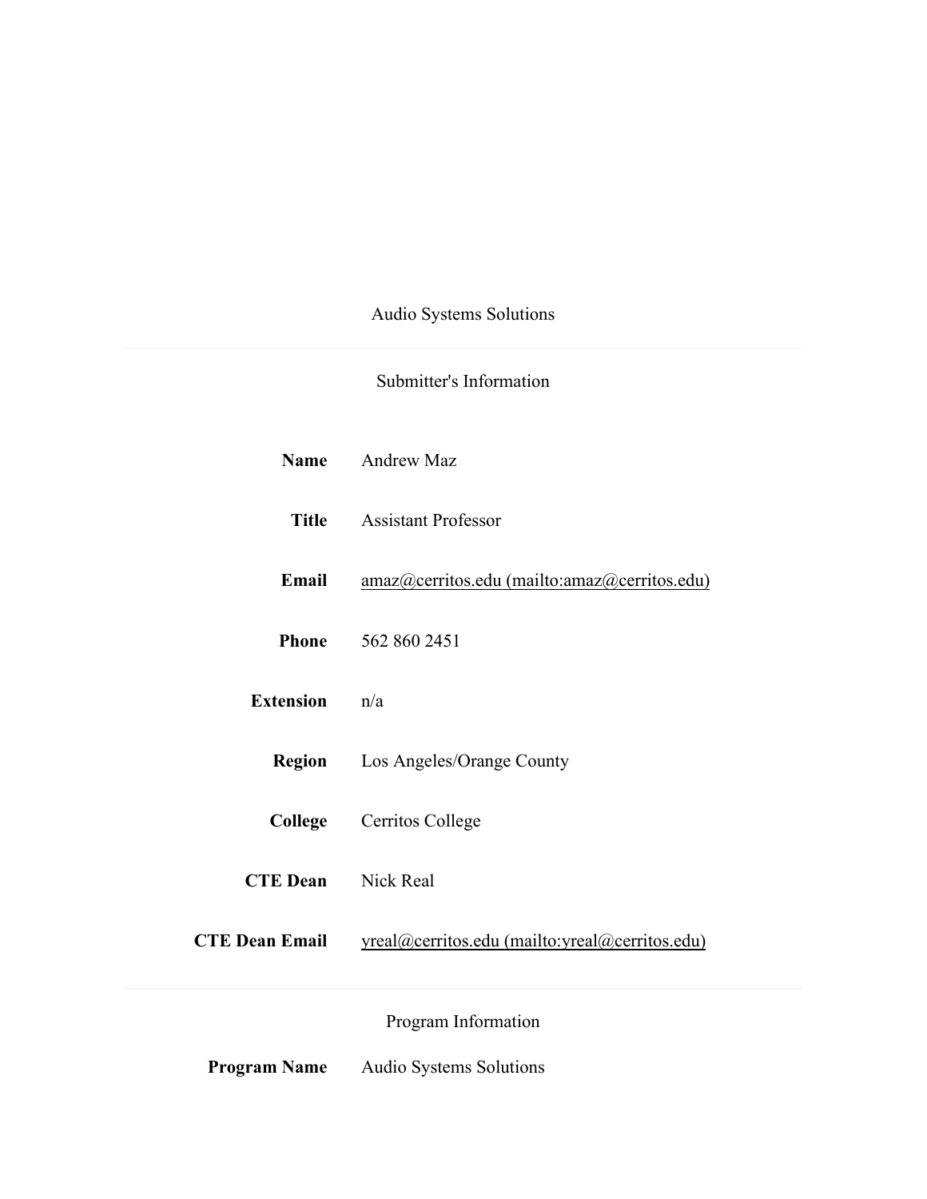# Audio Systems Solutions

## Submitter's Information

| | |
|---|---|
| **Name** | Andrew Maz |
| **Title** | Assistant Professor |
| **Email** | amaz@cerritos.edu (mailto:amaz@cerritos.edu) |
| **Phone** | 562 860 2451 |
| **Extension** | n/a |
| **Region** | Los Angeles/Orange County |
| **College** | Cerritos College |
| **CTE Dean** | Nick Real |
| **CTE Dean Email** | yreal@cerritos.edu (mailto:yreal@cerritos.edu) |

## Program Information

| | |
|---|---|
| **Program Name** | Audio Systems Solutions |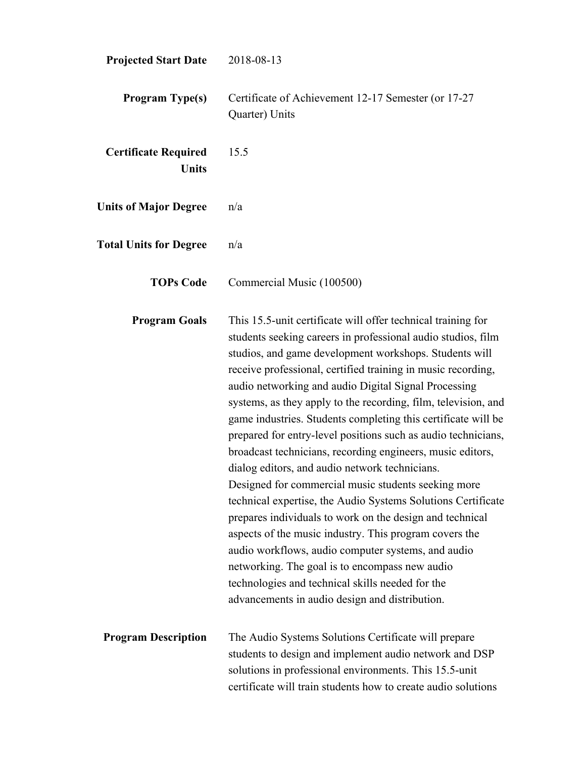**Projected Start Date** 2018-08-13

**Program Type(s)** Certificate of Achievement 12-17 Semester (or 17-27 Quarter) Units

**Certificate Required Units** 15.5

**Units of Major Degree** n/a

**Total Units for Degree** n/a

**TOPs Code** Commercial Music (100500)

**Program Goals** This 15.5-unit certificate will offer technical training for students seeking careers in professional audio studios, film studios, and game development workshops. Students will receive professional, certified training in music recording, audio networking and audio Digital Signal Processing systems, as they apply to the recording, film, television, and game industries. Students completing this certificate will be prepared for entry-level positions such as audio technicians, broadcast technicians, recording engineers, music editors, dialog editors, and audio network technicians.
Designed for commercial music students seeking more technical expertise, the Audio Systems Solutions Certificate prepares individuals to work on the design and technical aspects of the music industry. This program covers the audio workflows, audio computer systems, and audio networking. The goal is to encompass new audio technologies and technical skills needed for the advancements in audio design and distribution.

**Program Description** The Audio Systems Solutions Certificate will prepare students to design and implement audio network and DSP solutions in professional environments. This 15.5-unit certificate will train students how to create audio solutions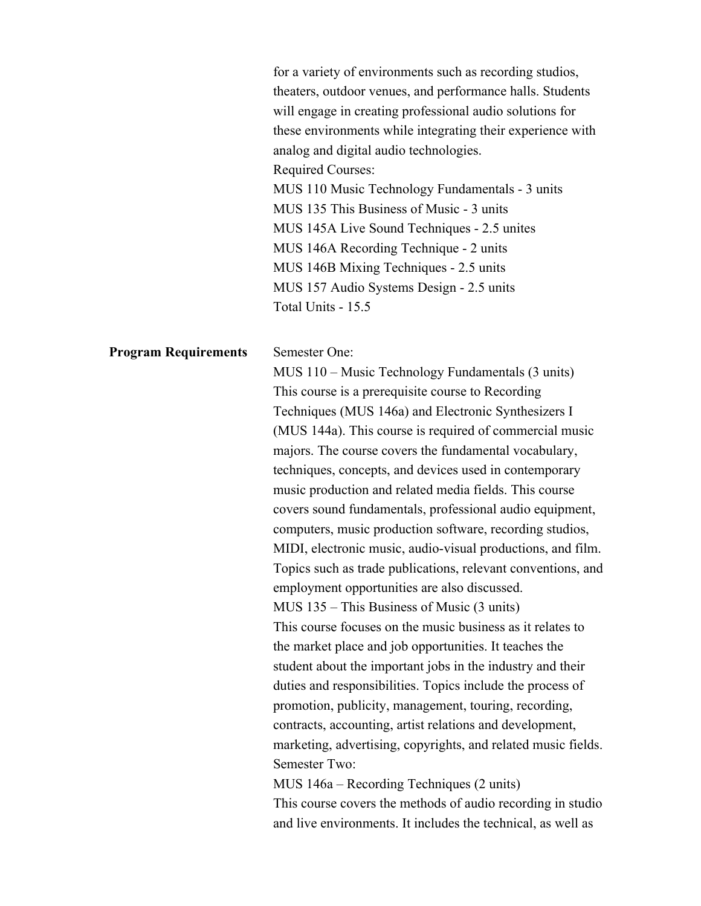for a variety of environments such as recording studios, theaters, outdoor venues, and performance halls. Students will engage in creating professional audio solutions for these environments while integrating their experience with analog and digital audio technologies.

Required Courses:

MUS 110 Music Technology Fundamentals - 3 units
MUS 135 This Business of Music - 3 units
MUS 145A Live Sound Techniques - 2.5 unites
MUS 146A Recording Technique - 2 units
MUS 146B Mixing Techniques - 2.5 units
MUS 157 Audio Systems Design - 2.5 units
Total Units - 15.5

**Program Requirements**

Semester One:

MUS 110 – Music Technology Fundamentals (3 units)
This course is a prerequisite course to Recording Techniques (MUS 146a) and Electronic Synthesizers I (MUS 144a). This course is required of commercial music majors. The course covers the fundamental vocabulary, techniques, concepts, and devices used in contemporary music production and related media fields. This course covers sound fundamentals, professional audio equipment, computers, music production software, recording studios, MIDI, electronic music, audio-visual productions, and film. Topics such as trade publications, relevant conventions, and employment opportunities are also discussed.

MUS 135 – This Business of Music (3 units)
This course focuses on the music business as it relates to the market place and job opportunities. It teaches the student about the important jobs in the industry and their duties and responsibilities. Topics include the process of promotion, publicity, management, touring, recording, contracts, accounting, artist relations and development, marketing, advertising, copyrights, and related music fields.

Semester Two:

MUS 146a – Recording Techniques (2 units)
This course covers the methods of audio recording in studio and live environments. It includes the technical, as well as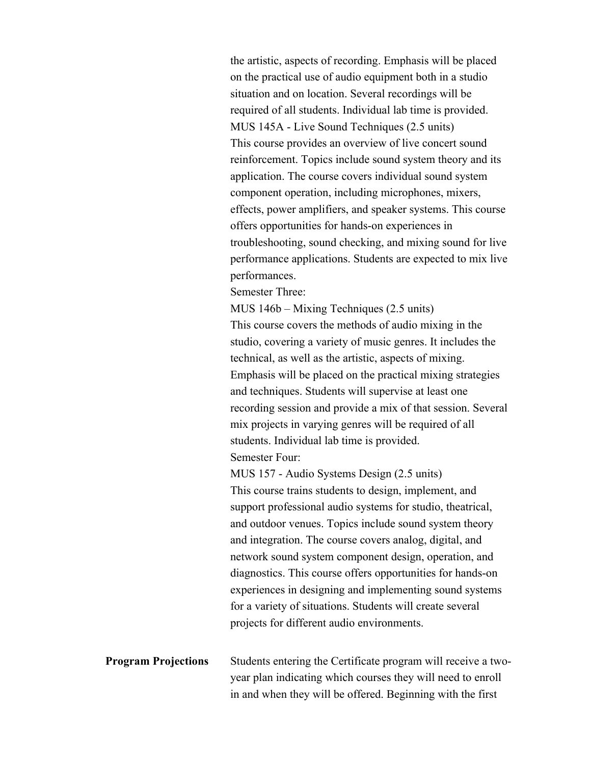the artistic, aspects of recording. Emphasis will be placed on the practical use of audio equipment both in a studio situation and on location. Several recordings will be required of all students. Individual lab time is provided.

MUS 145A - Live Sound Techniques (2.5 units)

This course provides an overview of live concert sound reinforcement. Topics include sound system theory and its application. The course covers individual sound system component operation, including microphones, mixers, effects, power amplifiers, and speaker systems. This course offers opportunities for hands-on experiences in troubleshooting, sound checking, and mixing sound for live performance applications. Students are expected to mix live performances.

Semester Three:

MUS 146b – Mixing Techniques (2.5 units)

This course covers the methods of audio mixing in the studio, covering a variety of music genres. It includes the technical, as well as the artistic, aspects of mixing. Emphasis will be placed on the practical mixing strategies and techniques. Students will supervise at least one recording session and provide a mix of that session. Several mix projects in varying genres will be required of all students. Individual lab time is provided.

Semester Four:

MUS 157 - Audio Systems Design (2.5 units)

This course trains students to design, implement, and support professional audio systems for studio, theatrical, and outdoor venues. Topics include sound system theory and integration. The course covers analog, digital, and network sound system component design, operation, and diagnostics. This course offers opportunities for hands-on experiences in designing and implementing sound systems for a variety of situations. Students will create several projects for different audio environments.

**Program Projections**

Students entering the Certificate program will receive a two-year plan indicating which courses they will need to enroll in and when they will be offered. Beginning with the first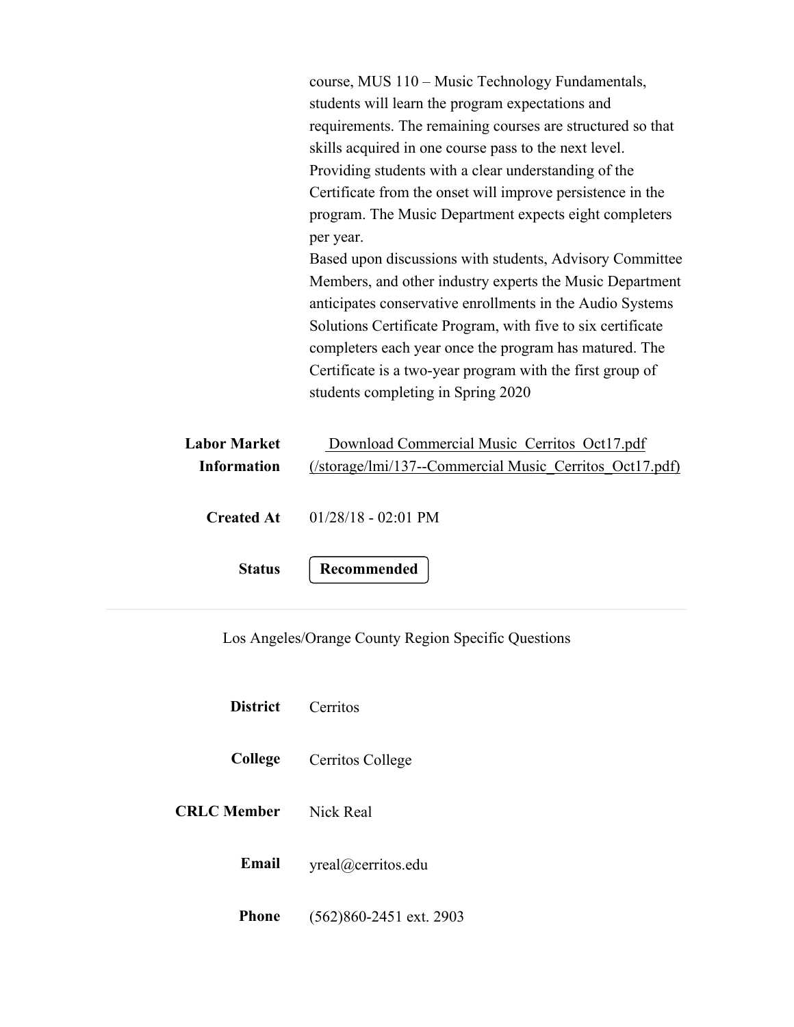course, MUS 110 – Music Technology Fundamentals, students will learn the program expectations and requirements. The remaining courses are structured so that skills acquired in one course pass to the next level. Providing students with a clear understanding of the Certificate from the onset will improve persistence in the program. The Music Department expects eight completers per year.
Based upon discussions with students, Advisory Committee Members, and other industry experts the Music Department anticipates conservative enrollments in the Audio Systems Solutions Certificate Program, with five to six certificate completers each year once the program has matured. The Certificate is a two-year program with the first group of students completing in Spring 2020

**Labor Market Information** Download Commercial Music_Cerritos_Oct17.pdf (/storage/lmi/137--Commercial Music_Cerritos_Oct17.pdf)

**Created At** 01/28/18 - 02:01 PM

**Status** **Recommended**

---

Los Angeles/Orange County Region Specific Questions

**District** Cerritos

**College** Cerritos College

**CRLC Member** Nick Real

**Email** yreal@cerritos.edu

**Phone** (562)860-2451 ext. 2903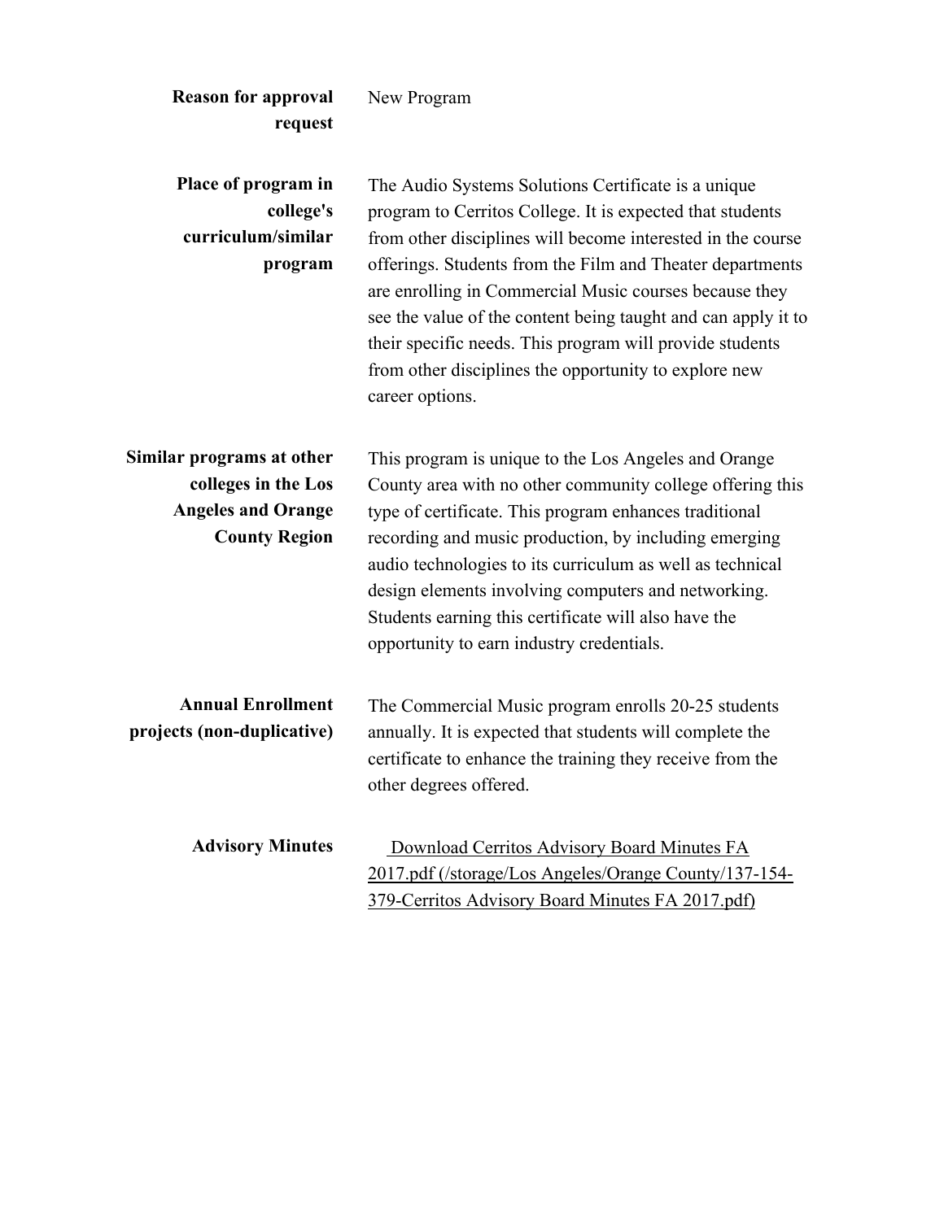| | |
|---|---|
| **Reason for approval request** | New Program |
| **Place of program in college's curriculum/similar program** | The Audio Systems Solutions Certificate is a unique program to Cerritos College. It is expected that students from other disciplines will become interested in the course offerings. Students from the Film and Theater departments are enrolling in Commercial Music courses because they see the value of the content being taught and can apply it to their specific needs. This program will provide students from other disciplines the opportunity to explore new career options. |
| **Similar programs at other colleges in the Los Angeles and Orange County Region** | This program is unique to the Los Angeles and Orange County area with no other community college offering this type of certificate. This program enhances traditional recording and music production, by including emerging audio technologies to its curriculum as well as technical design elements involving computers and networking. Students earning this certificate will also have the opportunity to earn industry credentials. |
| **Annual Enrollment projects (non-duplicative)** | The Commercial Music program enrolls 20-25 students annually. It is expected that students will complete the certificate to enhance the training they receive from the other degrees offered. |
| **Advisory Minutes** | Download Cerritos Advisory Board Minutes FA 2017.pdf (/storage/Los Angeles/Orange County/137-154-379-Cerritos Advisory Board Minutes FA 2017.pdf) |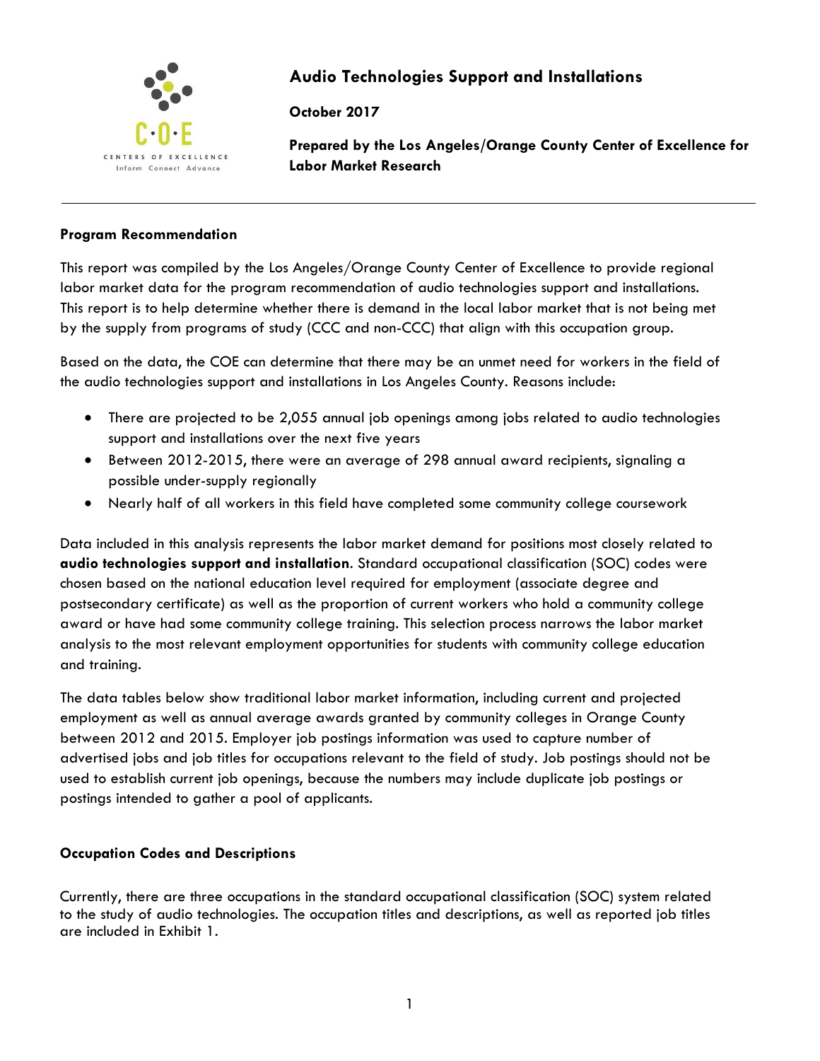# Audio Technologies Support and Installations

**October 2017**

**Prepared by the Los Angeles/Orange County Center of Excellence for Labor Market Research**

---

## Program Recommendation

This report was compiled by the Los Angeles/Orange County Center of Excellence to provide regional labor market data for the program recommendation of audio technologies support and installations. This report is to help determine whether there is demand in the local labor market that is not being met by the supply from programs of study (CCC and non-CCC) that align with this occupation group.

Based on the data, the COE can determine that there may be an unmet need for workers in the field of the audio technologies support and installations in Los Angeles County. Reasons include:

- There are projected to be 2,055 annual job openings among jobs related to audio technologies support and installations over the next five years
- Between 2012-2015, there were an average of 298 annual award recipients, signaling a possible under-supply regionally
- Nearly half of all workers in this field have completed some community college coursework

Data included in this analysis represents the labor market demand for positions most closely related to **audio technologies support and installation**. Standard occupational classification (SOC) codes were chosen based on the national education level required for employment (associate degree and postsecondary certificate) as well as the proportion of current workers who hold a community college award or have had some community college training. This selection process narrows the labor market analysis to the most relevant employment opportunities for students with community college education and training.

The data tables below show traditional labor market information, including current and projected employment as well as annual average awards granted by community colleges in Orange County between 2012 and 2015. Employer job postings information was used to capture number of advertised jobs and job titles for occupations relevant to the field of study. Job postings should not be used to establish current job openings, because the numbers may include duplicate job postings or postings intended to gather a pool of applicants.

## Occupation Codes and Descriptions

Currently, there are three occupations in the standard occupational classification (SOC) system related to the study of audio technologies. The occupation titles and descriptions, as well as reported job titles are included in Exhibit 1.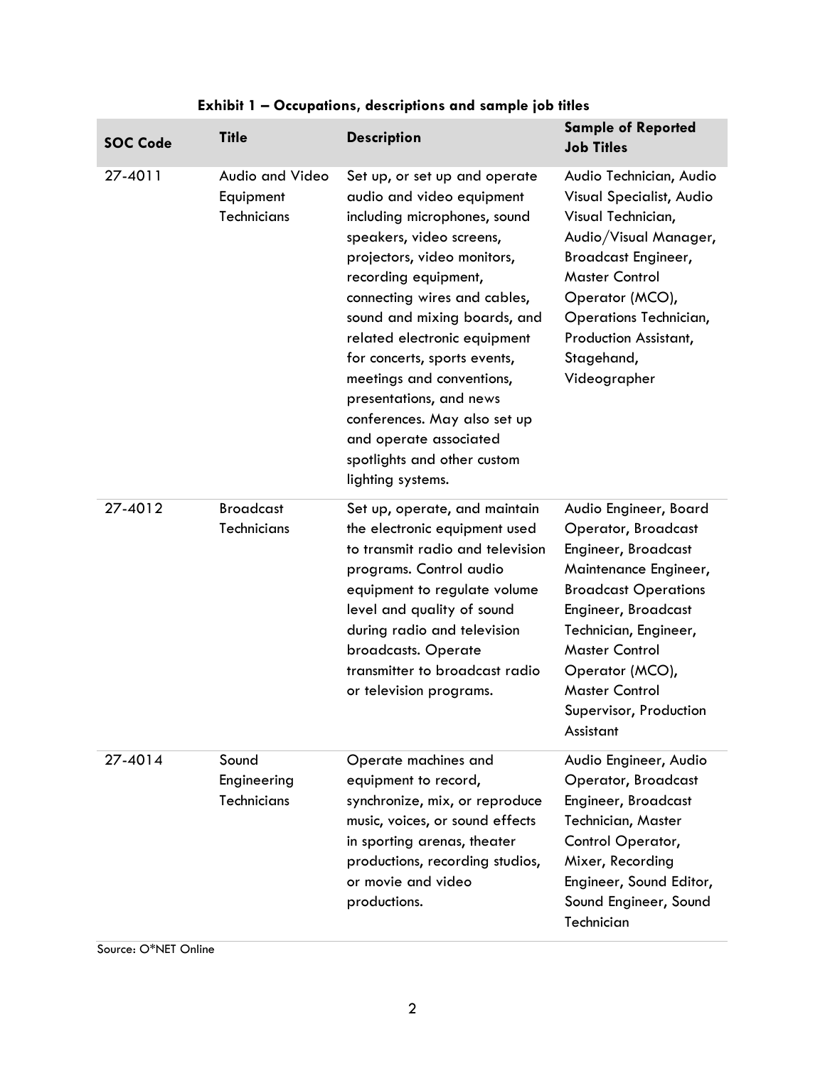**Exhibit 1 – Occupations, descriptions and sample job titles**

| SOC Code | Title | Description | Sample of Reported Job Titles |
|---|---|---|---|
| 27-4011 | Audio and Video Equipment Technicians | Set up, or set up and operate audio and video equipment including microphones, sound speakers, video screens, projectors, video monitors, recording equipment, connecting wires and cables, sound and mixing boards, and related electronic equipment for concerts, sports events, meetings and conventions, presentations, and news conferences. May also set up and operate associated spotlights and other custom lighting systems. | Audio Technician, Audio Visual Specialist, Audio Visual Technician, Audio/Visual Manager, Broadcast Engineer, Master Control Operator (MCO), Operations Technician, Production Assistant, Stagehand, Videographer |
| 27-4012 | Broadcast Technicians | Set up, operate, and maintain the electronic equipment used to transmit radio and television programs. Control audio equipment to regulate volume level and quality of sound during radio and television broadcasts. Operate transmitter to broadcast radio or television programs. | Audio Engineer, Board Operator, Broadcast Engineer, Broadcast Maintenance Engineer, Broadcast Operations Engineer, Broadcast Technician, Engineer, Master Control Operator (MCO), Master Control Supervisor, Production Assistant |
| 27-4014 | Sound Engineering Technicians | Operate machines and equipment to record, synchronize, mix, or reproduce music, voices, or sound effects in sporting arenas, theater productions, recording studios, or movie and video productions. | Audio Engineer, Audio Operator, Broadcast Engineer, Broadcast Technician, Master Control Operator, Mixer, Recording Engineer, Sound Editor, Sound Engineer, Sound Technician |

Source: O*NET Online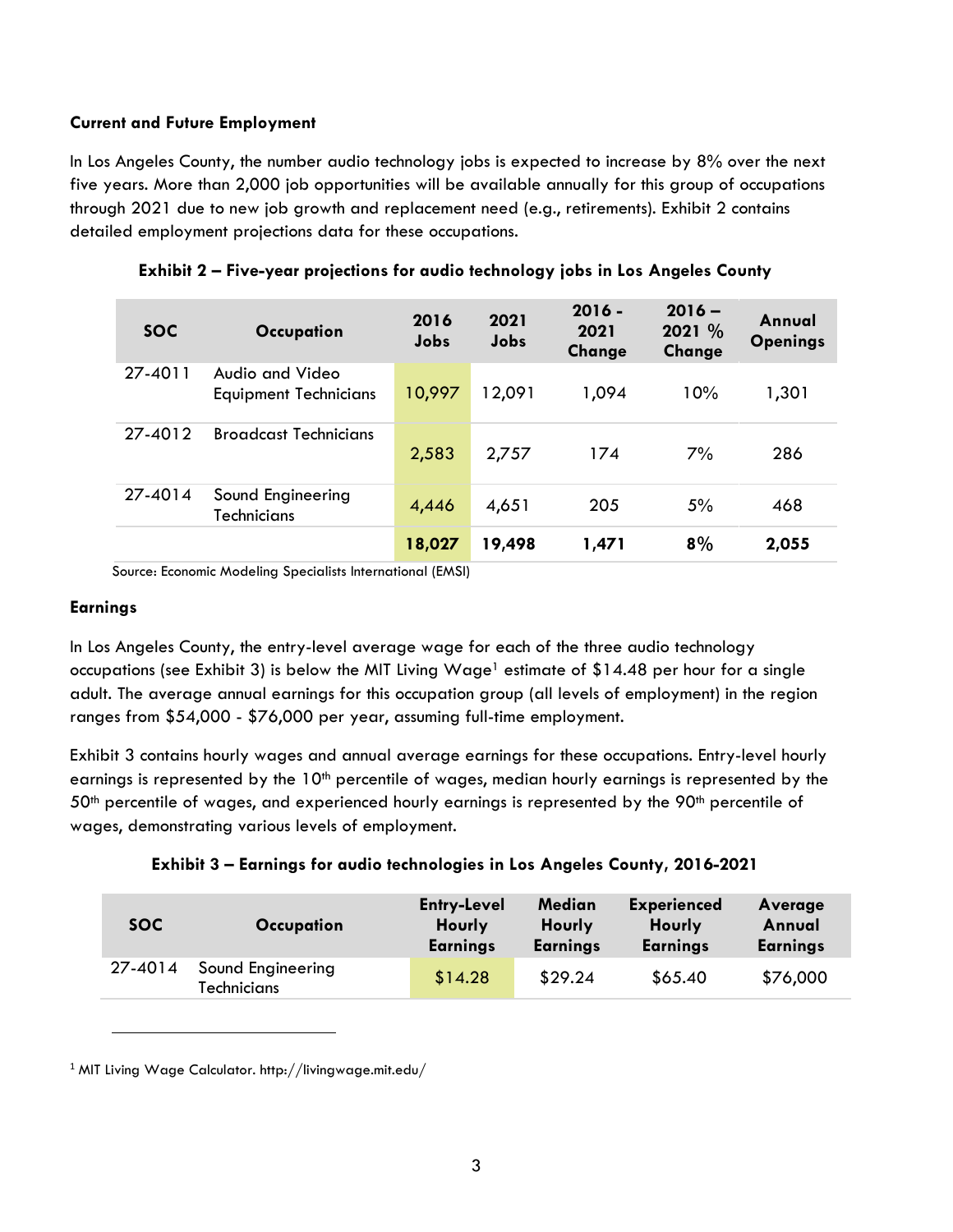### Current and Future Employment

In Los Angeles County, the number audio technology jobs is expected to increase by 8% over the next five years. More than 2,000 job opportunities will be available annually for this group of occupations through 2021 due to new job growth and replacement need (e.g., retirements). Exhibit 2 contains detailed employment projections data for these occupations.

**Exhibit 2 – Five-year projections for audio technology jobs in Los Angeles County**

| SOC | Occupation | 2016 Jobs | 2021 Jobs | 2016 - 2021 Change | 2016 – 2021 % Change | Annual Openings |
|---|---|---|---|---|---|---|
| 27-4011 | Audio and Video Equipment Technicians | 10,997 | 12,091 | 1,094 | 10% | 1,301 |
| 27-4012 | Broadcast Technicians | 2,583 | 2,757 | 174 | 7% | 286 |
| 27-4014 | Sound Engineering Technicians | 4,446 | 4,651 | 205 | 5% | 468 |
| | | **18,027** | **19,498** | **1,471** | **8%** | **2,055** |

Source: Economic Modeling Specialists International (EMSI)

### Earnings

In Los Angeles County, the entry-level average wage for each of the three audio technology occupations (see Exhibit 3) is below the MIT Living Wage[1] estimate of $14.48 per hour for a single adult. The average annual earnings for this occupation group (all levels of employment) in the region ranges from $54,000 - $76,000 per year, assuming full-time employment.

Exhibit 3 contains hourly wages and annual average earnings for these occupations. Entry-level hourly earnings is represented by the 10th percentile of wages, median hourly earnings is represented by the 50th percentile of wages, and experienced hourly earnings is represented by the 90th percentile of wages, demonstrating various levels of employment.

**Exhibit 3 – Earnings for audio technologies in Los Angeles County, 2016-2021**

| SOC | Occupation | Entry-Level Hourly Earnings | Median Hourly Earnings | Experienced Hourly Earnings | Average Annual Earnings |
|---|---|---|---|---|---|
| 27-4014 | Sound Engineering Technicians | $14.28 | $29.24 | $65.40 | $76,000 |

[1] MIT Living Wage Calculator. http://livingwage.mit.edu/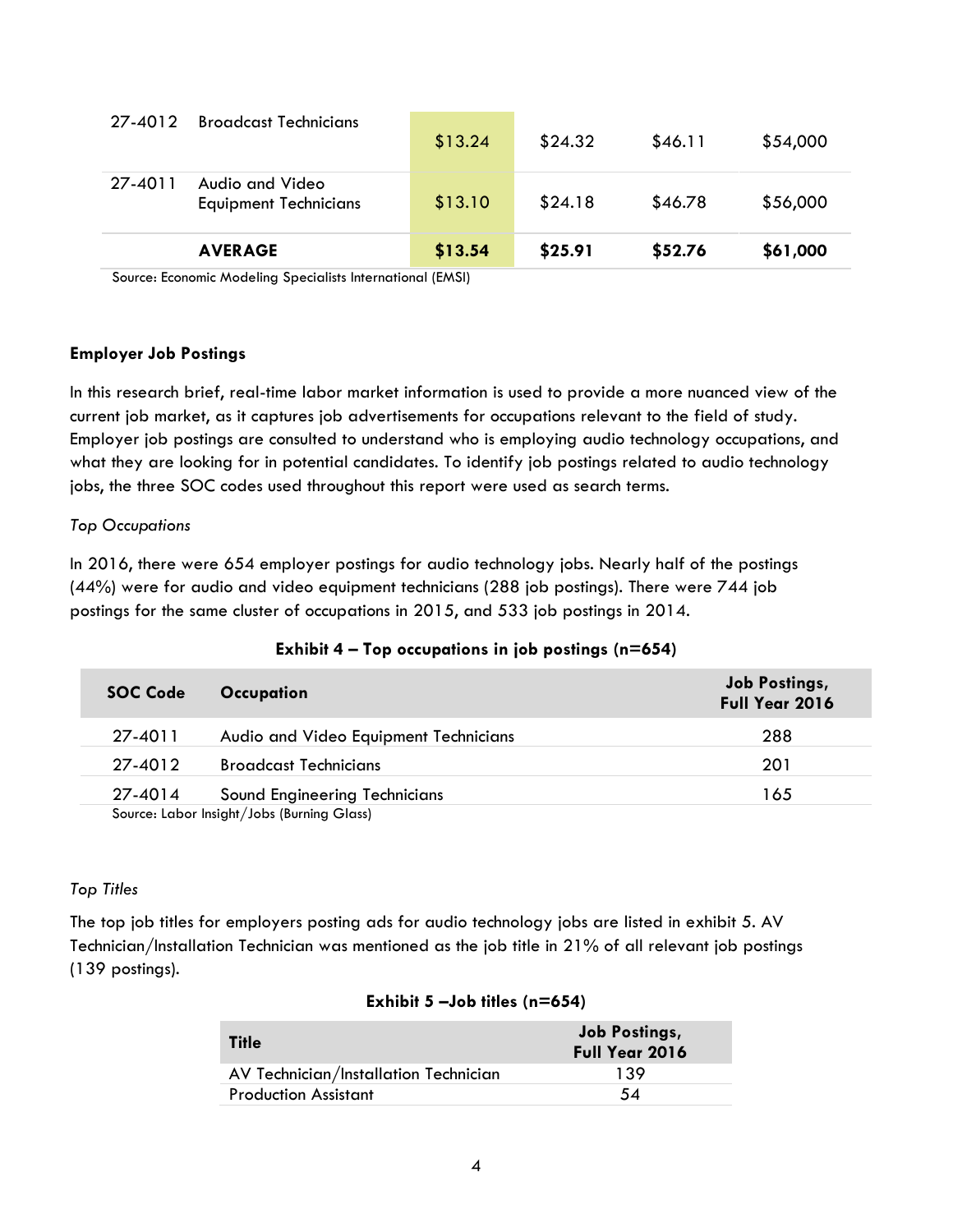| | | | | | |
|---|---|---|---|---|---|
| 27-4012 | Broadcast Technicians | $13.24 | $24.32 | $46.11 | $54,000 |
| 27-4011 | Audio and Video Equipment Technicians | $13.10 | $24.18 | $46.78 | $56,000 |
| | **AVERAGE** | **$13.54** | **$25.91** | **$52.76** | **$61,000** |

Source: Economic Modeling Specialists International (EMSI)

**Employer Job Postings**

In this research brief, real-time labor market information is used to provide a more nuanced view of the current job market, as it captures job advertisements for occupations relevant to the field of study. Employer job postings are consulted to understand who is employing audio technology occupations, and what they are looking for in potential candidates. To identify job postings related to audio technology jobs, the three SOC codes used throughout this report were used as search terms.

*Top Occupations*

In 2016, there were 654 employer postings for audio technology jobs. Nearly half of the postings (44%) were for audio and video equipment technicians (288 job postings). There were 744 job postings for the same cluster of occupations in 2015, and 533 job postings in 2014.

**Exhibit 4 – Top occupations in job postings (n=654)**

| SOC Code | Occupation | Job Postings, Full Year 2016 |
|---|---|---|
| 27-4011 | Audio and Video Equipment Technicians | 288 |
| 27-4012 | Broadcast Technicians | 201 |
| 27-4014 | Sound Engineering Technicians | 165 |

Source: Labor Insight/Jobs (Burning Glass)

*Top Titles*

The top job titles for employers posting ads for audio technology jobs are listed in exhibit 5. AV Technician/Installation Technician was mentioned as the job title in 21% of all relevant job postings (139 postings).

**Exhibit 5 –Job titles (n=654)**

| Title | Job Postings, Full Year 2016 |
|---|---|
| AV Technician/Installation Technician | 139 |
| Production Assistant | 54 |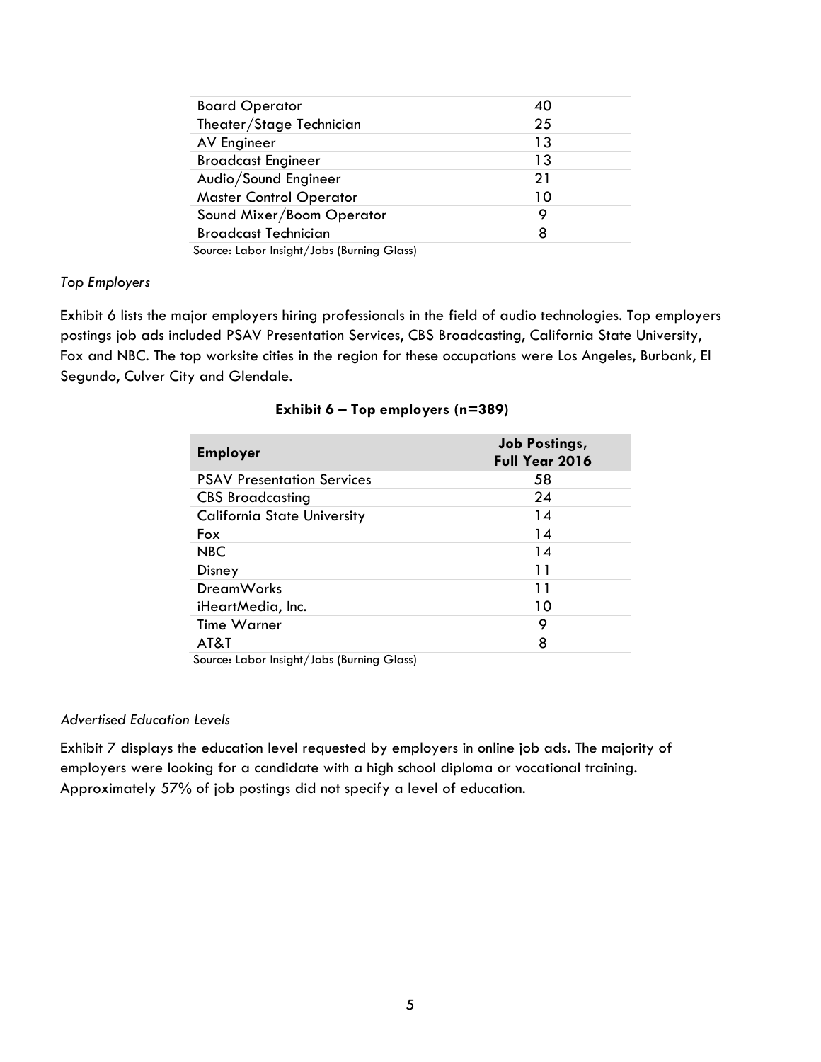| Board Operator | 40 |
|---|---|
| Theater/Stage Technician | 25 |
| AV Engineer | 13 |
| Broadcast Engineer | 13 |
| Audio/Sound Engineer | 21 |
| Master Control Operator | 10 |
| Sound Mixer/Boom Operator | 9 |
| Broadcast Technician | 8 |

Source: Labor Insight/Jobs (Burning Glass)

*Top Employers*

Exhibit 6 lists the major employers hiring professionals in the field of audio technologies. Top employers postings job ads included PSAV Presentation Services, CBS Broadcasting, California State University, Fox and NBC. The top worksite cities in the region for these occupations were Los Angeles, Burbank, El Segundo, Culver City and Glendale.

**Exhibit 6 – Top employers (n=389)**

| Employer | Job Postings, Full Year 2016 |
|---|---|
| PSAV Presentation Services | 58 |
| CBS Broadcasting | 24 |
| California State University | 14 |
| Fox | 14 |
| NBC | 14 |
| Disney | 11 |
| DreamWorks | 11 |
| iHeartMedia, Inc. | 10 |
| Time Warner | 9 |
| AT&T | 8 |

Source: Labor Insight/Jobs (Burning Glass)

*Advertised Education Levels*

Exhibit 7 displays the education level requested by employers in online job ads. The majority of employers were looking for a candidate with a high school diploma or vocational training. Approximately 57% of job postings did not specify a level of education.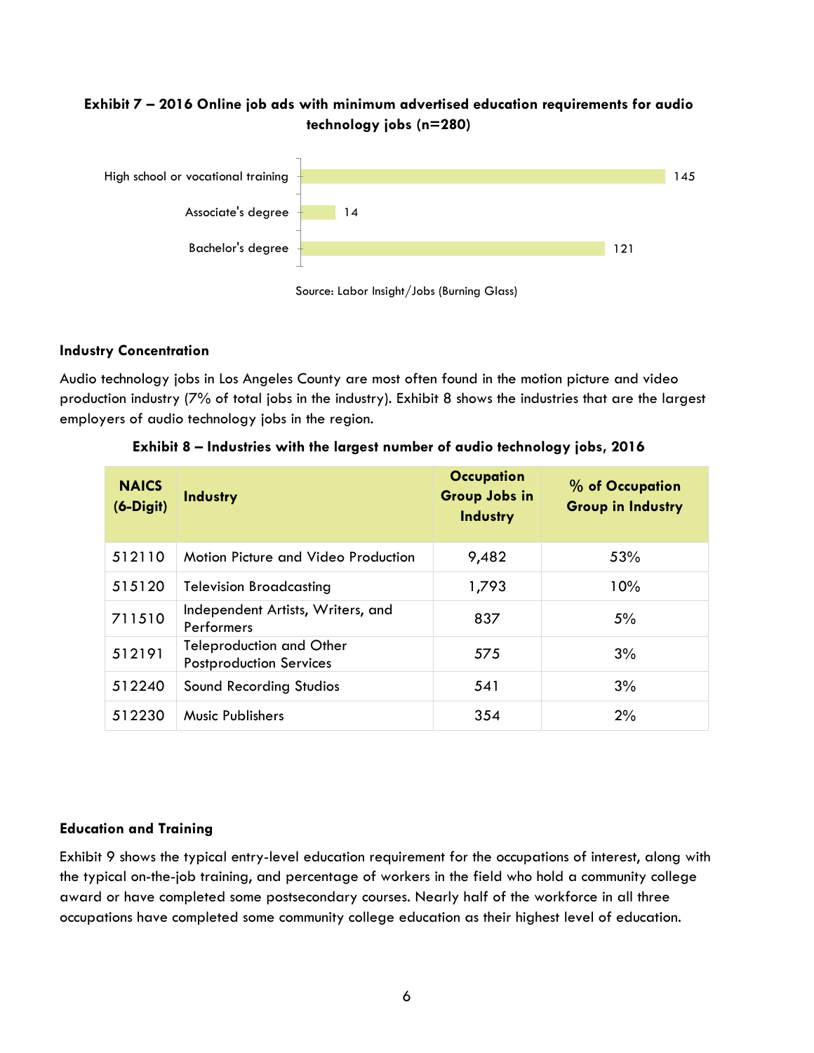**Exhibit 7 – 2016 Online job ads with minimum advertised education requirements for audio technology jobs (n=280)**

| Education requirement | Job ads |
|---|---|
| High school or vocational training | 145 |
| Associate's degree | 14 |
| Bachelor's degree | 121 |

Source: Labor Insight/Jobs (Burning Glass)

### Industry Concentration

Audio technology jobs in Los Angeles County are most often found in the motion picture and video production industry (7% of total jobs in the industry). Exhibit 8 shows the industries that are the largest employers of audio technology jobs in the region.

**Exhibit 8 – Industries with the largest number of audio technology jobs, 2016**

| NAICS (6-Digit) | Industry | Occupation Group Jobs in Industry | % of Occupation Group in Industry |
|---|---|---|---|
| 512110 | Motion Picture and Video Production | 9,482 | 53% |
| 515120 | Television Broadcasting | 1,793 | 10% |
| 711510 | Independent Artists, Writers, and Performers | 837 | 5% |
| 512191 | Teleproduction and Other Postproduction Services | 575 | 3% |
| 512240 | Sound Recording Studios | 541 | 3% |
| 512230 | Music Publishers | 354 | 2% |

### Education and Training

Exhibit 9 shows the typical entry-level education requirement for the occupations of interest, along with the typical on-the-job training, and percentage of workers in the field who hold a community college award or have completed some postsecondary courses. Nearly half of the workforce in all three occupations have completed some community college education as their highest level of education.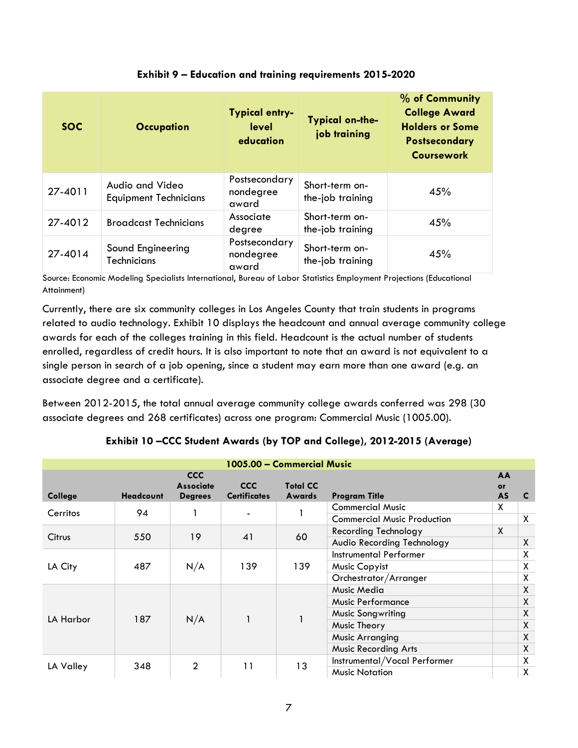**Exhibit 9 – Education and training requirements 2015-2020**

| SOC | Occupation | Typical entry-level education | Typical on-the-job training | % of Community College Award Holders or Some Postsecondary Coursework |
|---|---|---|---|---|
| 27-4011 | Audio and Video Equipment Technicians | Postsecondary nondegree award | Short-term on-the-job training | 45% |
| 27-4012 | Broadcast Technicians | Associate degree | Short-term on-the-job training | 45% |
| 27-4014 | Sound Engineering Technicians | Postsecondary nondegree award | Short-term on-the-job training | 45% |

Source: Economic Modeling Specialists International, Bureau of Labor Statistics Employment Projections (Educational Attainment)

Currently, there are six community colleges in Los Angeles County that train students in programs related to audio technology. Exhibit 10 displays the headcount and annual average community college awards for each of the colleges training in this field. Headcount is the actual number of students enrolled, regardless of credit hours. It is also important to note that an award is not equivalent to a single person in search of a job opening, since a student may earn more than one award (e.g. an associate degree and a certificate).

Between 2012-2015, the total annual average community college awards conferred was 298 (30 associate degrees and 268 certificates) across one program: Commercial Music (1005.00).

**Exhibit 10 –CCC Student Awards (by TOP and College), 2012-2015 (Average)**

| 1005.00 – Commercial Music | | | | | | | |
|---|---|---|---|---|---|---|---|
| **College** | **Headcount** | **CCC Associate Degrees** | **CCC Certificates** | **Total CC Awards** | **Program Title** | **AA or AS** | **C** |
| Cerritos | 94 | 1 | - | 1 | Commercial Music | X | |
| | | | | | Commercial Music Production | | X |
| Citrus | 550 | 19 | 41 | 60 | Recording Technology | X | |
| | | | | | Audio Recording Technology | | X |
| LA City | 487 | N/A | 139 | 139 | Instrumental Performer | | X |
| | | | | | Music Copyist | | X |
| | | | | | Orchestrator/Arranger | | X |
| LA Harbor | 187 | N/A | 1 | 1 | Music Media | | X |
| | | | | | Music Performance | | X |
| | | | | | Music Songwriting | | X |
| | | | | | Music Theory | | X |
| | | | | | Music Arranging | | X |
| | | | | | Music Recording Arts | | X |
| LA Valley | 348 | 2 | 11 | 13 | Instrumental/Vocal Performer | | X |
| | | | | | Music Notation | | X |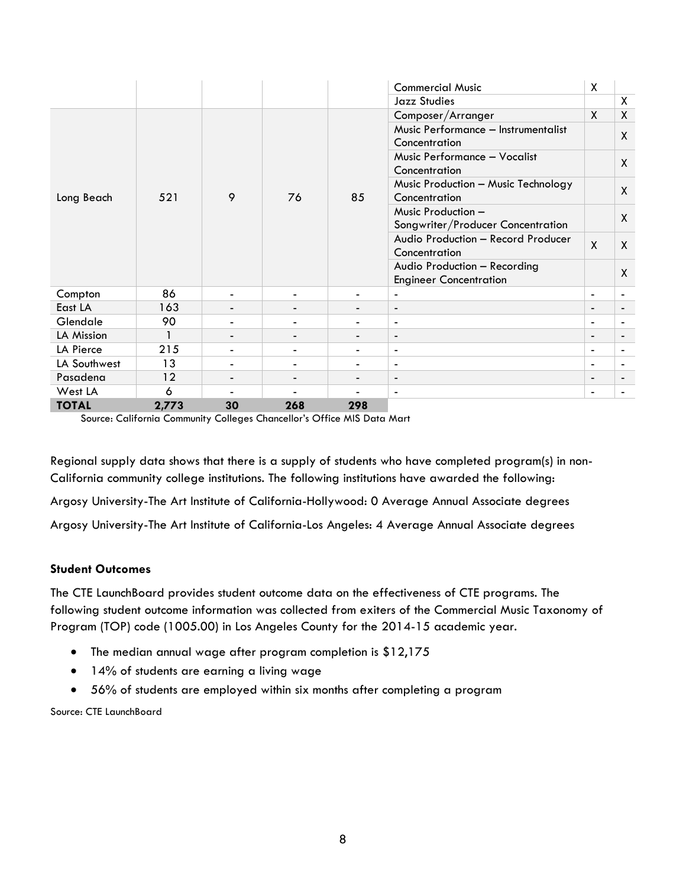| | | | | | | | |
|---|---|---|---|---|---|---|---|
| | | | | | Commercial Music | X | |
| | | | | | Jazz Studies | | X |
| Long Beach | 521 | 9 | 76 | 85 | Composer/Arranger | X | X |
| | | | | | Music Performance – Instrumentalist Concentration | | X |
| | | | | | Music Performance – Vocalist Concentration | | X |
| | | | | | Music Production – Music Technology Concentration | | X |
| | | | | | Music Production – Songwriter/Producer Concentration | | X |
| | | | | | Audio Production – Record Producer Concentration | X | X |
| | | | | | Audio Production – Recording Engineer Concentration | | X |
| Compton | 86 | - | - | - | - | - | - |
| East LA | 163 | - | - | - | - | - | - |
| Glendale | 90 | - | - | - | - | - | - |
| LA Mission | 1 | - | - | - | - | - | - |
| LA Pierce | 215 | - | - | - | - | - | - |
| LA Southwest | 13 | - | - | - | - | - | - |
| Pasadena | 12 | - | - | - | - | - | - |
| West LA | 6 | - | - | - | - | - | - |
| **TOTAL** | **2,773** | **30** | **268** | **298** | | | |

Source: California Community Colleges Chancellor's Office MIS Data Mart

Regional supply data shows that there is a supply of students who have completed program(s) in non-California community college institutions. The following institutions have awarded the following:

Argosy University-The Art Institute of California-Hollywood: 0 Average Annual Associate degrees

Argosy University-The Art Institute of California-Los Angeles: 4 Average Annual Associate degrees

**Student Outcomes**

The CTE LaunchBoard provides student outcome data on the effectiveness of CTE programs. The following student outcome information was collected from exiters of the Commercial Music Taxonomy of Program (TOP) code (1005.00) in Los Angeles County for the 2014-15 academic year.

- The median annual wage after program completion is $12,175
- 14% of students are earning a living wage
- 56% of students are employed within six months after completing a program

Source: CTE LaunchBoard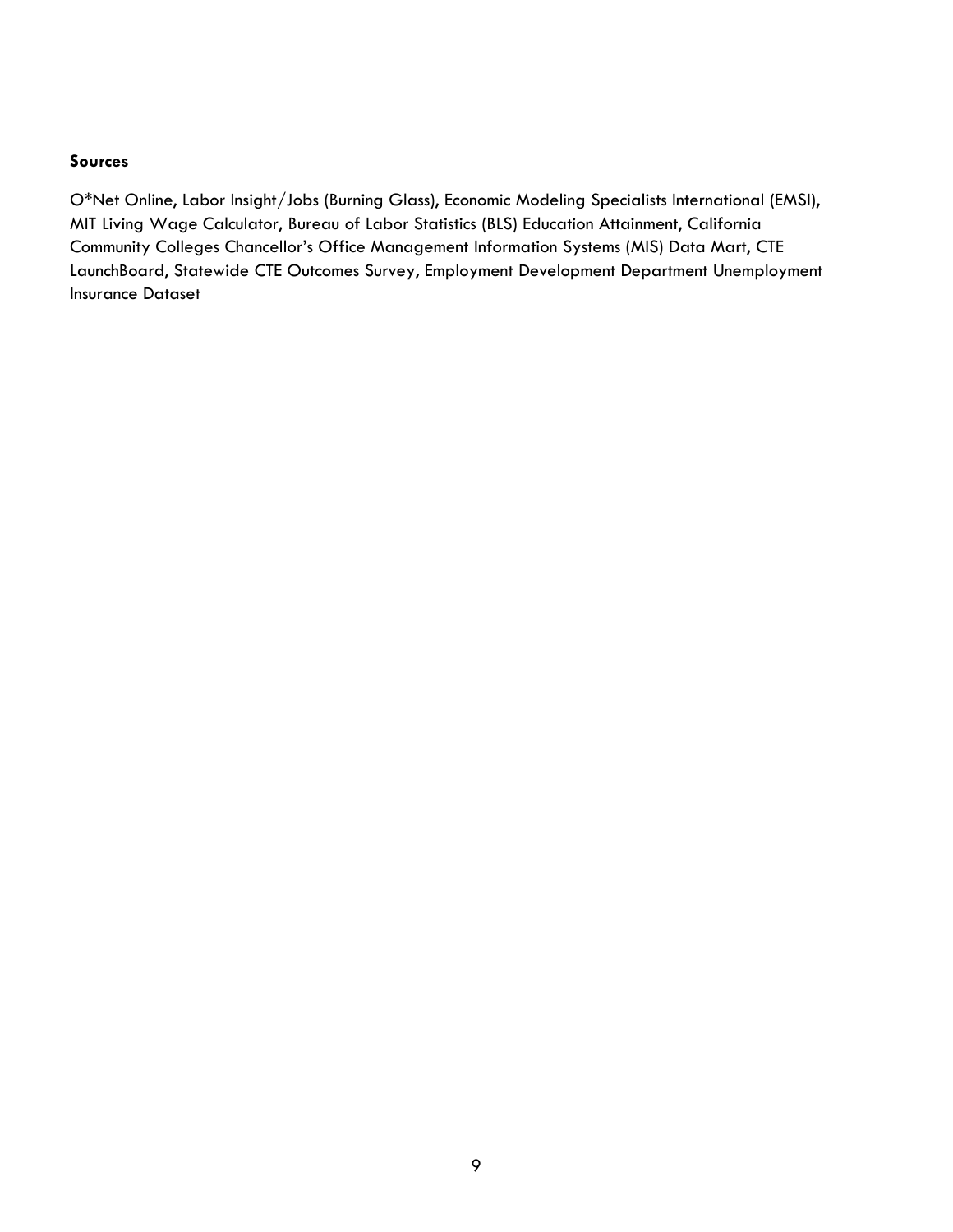**Sources**

O*Net Online, Labor Insight/Jobs (Burning Glass), Economic Modeling Specialists International (EMSI), MIT Living Wage Calculator, Bureau of Labor Statistics (BLS) Education Attainment, California Community Colleges Chancellor's Office Management Information Systems (MIS) Data Mart, CTE LaunchBoard, Statewide CTE Outcomes Survey, Employment Development Department Unemployment Insurance Dataset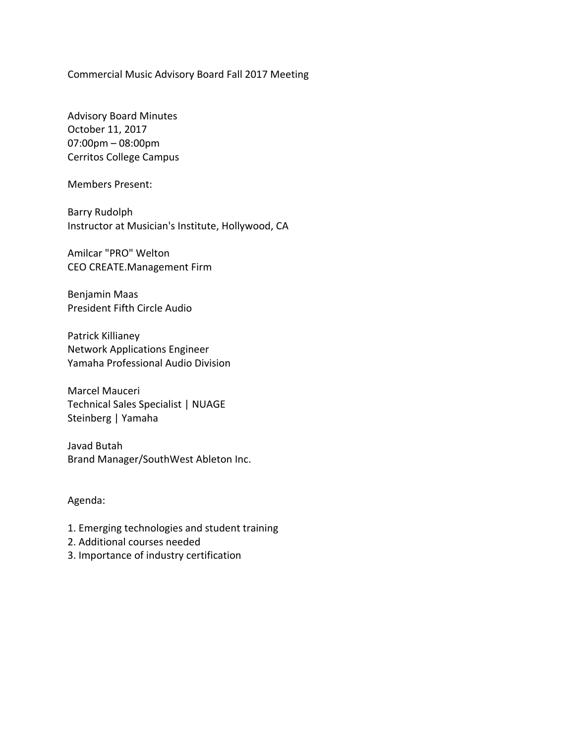Commercial Music Advisory Board Fall 2017 Meeting

Advisory Board Minutes
October 11, 2017
07:00pm – 08:00pm
Cerritos College Campus

Members Present:

Barry Rudolph
Instructor at Musician's Institute, Hollywood, CA

Amilcar "PRO" Welton
CEO CREATE.Management Firm

Benjamin Maas
President Fifth Circle Audio

Patrick Killianey
Network Applications Engineer
Yamaha Professional Audio Division

Marcel Mauceri
Technical Sales Specialist | NUAGE
Steinberg | Yamaha

Javad Butah
Brand Manager/SouthWest Ableton Inc.

Agenda:

1. Emerging technologies and student training
2. Additional courses needed
3. Importance of industry certification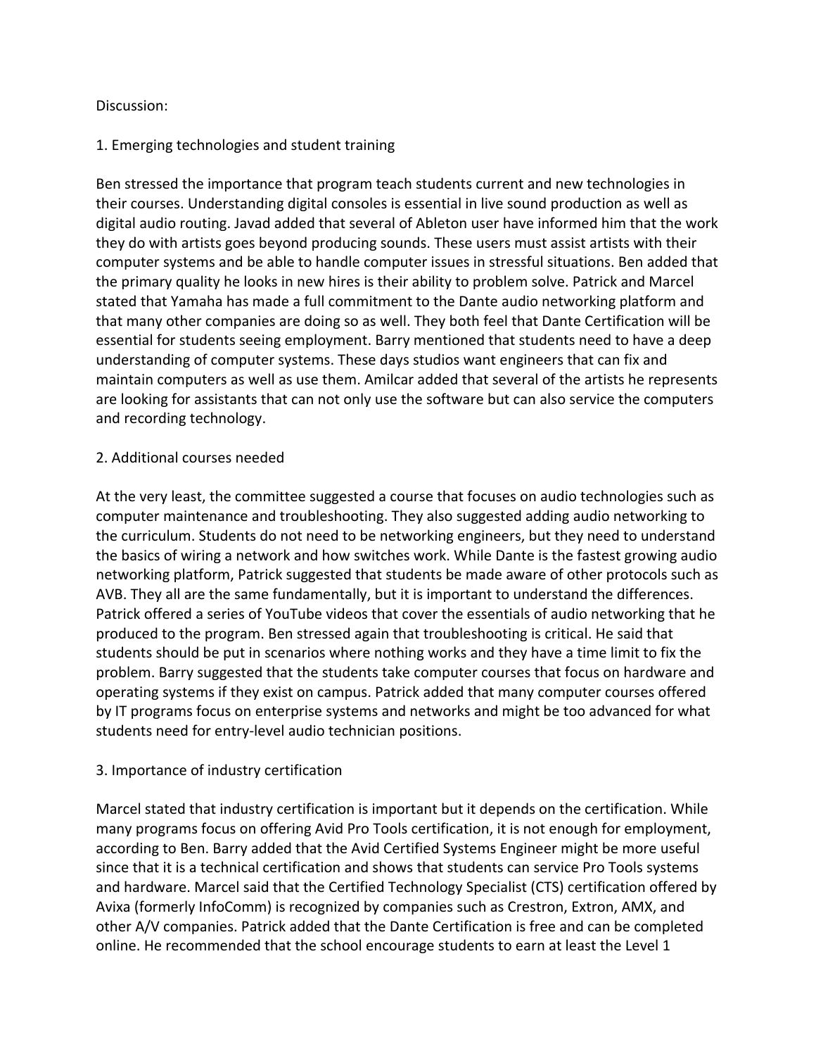Discussion:

1. Emerging technologies and student training

Ben stressed the importance that program teach students current and new technologies in their courses. Understanding digital consoles is essential in live sound production as well as digital audio routing. Javad added that several of Ableton user have informed him that the work they do with artists goes beyond producing sounds. These users must assist artists with their computer systems and be able to handle computer issues in stressful situations. Ben added that the primary quality he looks in new hires is their ability to problem solve. Patrick and Marcel stated that Yamaha has made a full commitment to the Dante audio networking platform and that many other companies are doing so as well. They both feel that Dante Certification will be essential for students seeing employment. Barry mentioned that students need to have a deep understanding of computer systems. These days studios want engineers that can fix and maintain computers as well as use them. Amilcar added that several of the artists he represents are looking for assistants that can not only use the software but can also service the computers and recording technology.

2. Additional courses needed

At the very least, the committee suggested a course that focuses on audio technologies such as computer maintenance and troubleshooting. They also suggested adding audio networking to the curriculum. Students do not need to be networking engineers, but they need to understand the basics of wiring a network and how switches work. While Dante is the fastest growing audio networking platform, Patrick suggested that students be made aware of other protocols such as AVB. They all are the same fundamentally, but it is important to understand the differences. Patrick offered a series of YouTube videos that cover the essentials of audio networking that he produced to the program. Ben stressed again that troubleshooting is critical. He said that students should be put in scenarios where nothing works and they have a time limit to fix the problem. Barry suggested that the students take computer courses that focus on hardware and operating systems if they exist on campus. Patrick added that many computer courses offered by IT programs focus on enterprise systems and networks and might be too advanced for what students need for entry-level audio technician positions.

3. Importance of industry certification

Marcel stated that industry certification is important but it depends on the certification. While many programs focus on offering Avid Pro Tools certification, it is not enough for employment, according to Ben. Barry added that the Avid Certified Systems Engineer might be more useful since that it is a technical certification and shows that students can service Pro Tools systems and hardware. Marcel said that the Certified Technology Specialist (CTS) certification offered by Avixa (formerly InfoComm) is recognized by companies such as Crestron, Extron, AMX, and other A/V companies. Patrick added that the Dante Certification is free and can be completed online. He recommended that the school encourage students to earn at least the Level 1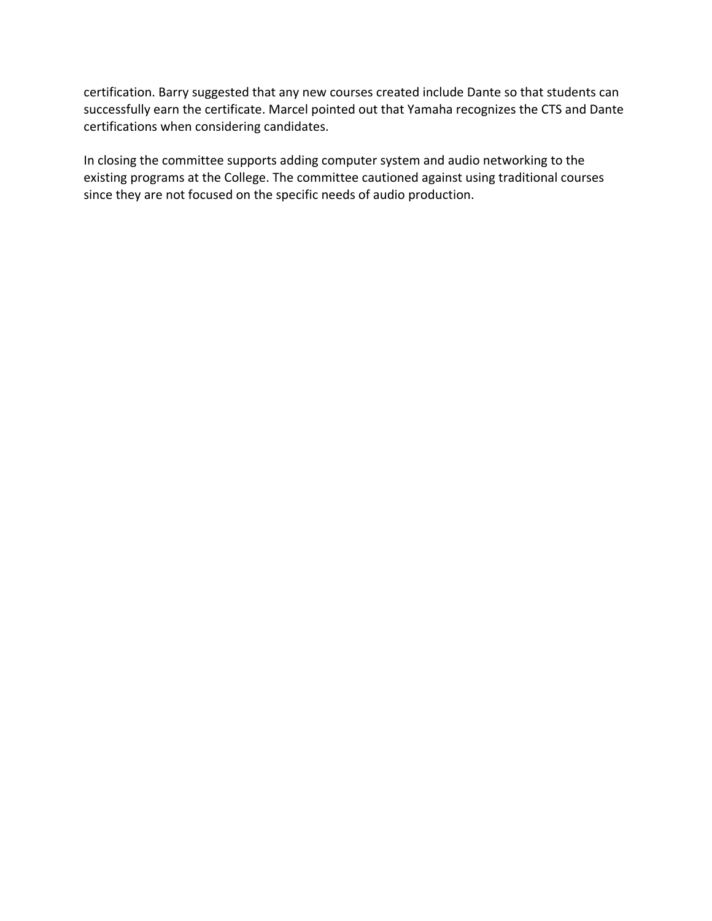certification. Barry suggested that any new courses created include Dante so that students can successfully earn the certificate. Marcel pointed out that Yamaha recognizes the CTS and Dante certifications when considering candidates.

In closing the committee supports adding computer system and audio networking to the existing programs at the College. The committee cautioned against using traditional courses since they are not focused on the specific needs of audio production.